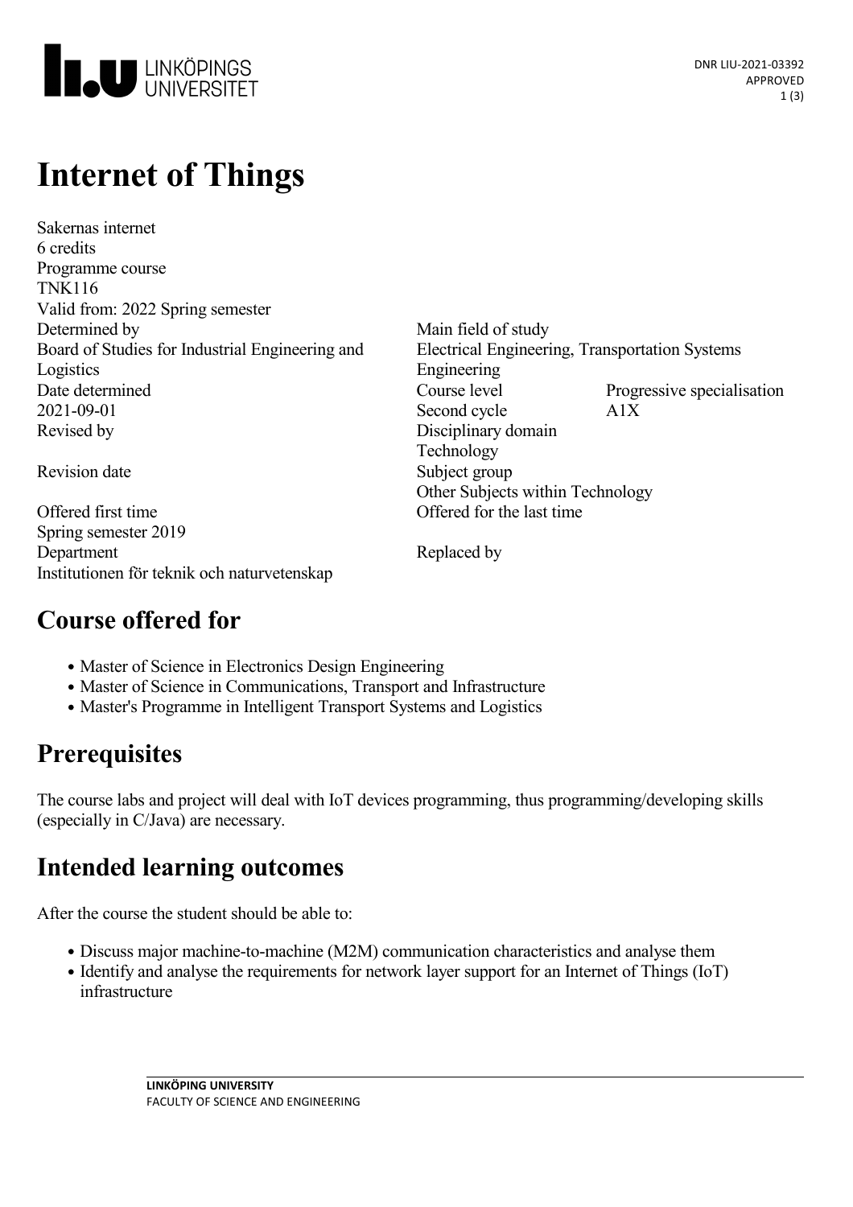# Internet of Things

Sakernas internet
6 credits
Programme course
TNK116
Valid from: 2022 Spring semester

| | | |
|---|---|---|
| Determined by | Main field of study | |
| Board of Studies for Industrial Engineering and Logistics | Electrical Engineering, Transportation Systems Engineering | |
| Date determined | Course level | Progressive specialisation |
| 2021-09-01 | Second cycle | A1X |
| Revised by | Disciplinary domain | |
| | Technology | |
| Revision date | Subject group | |
| | Other Subjects within Technology | |
| Offered first time | Offered for the last time | |
| Spring semester 2019 | | |
| Department | Replaced by | |
| Institutionen för teknik och naturvetenskap | | |

## Course offered for

- Master of Science in Electronics Design Engineering
- Master of Science in Communications, Transport and Infrastructure
- Master's Programme in Intelligent Transport Systems and Logistics

## Prerequisites

The course labs and project will deal with IoT devices programming, thus programming/developing skills (especially in C/Java) are necessary.

## Intended learning outcomes

After the course the student should be able to:

- Discuss major machine-to-machine (M2M) communication characteristics and analyse them
- Identify and analyse the requirements for network layer support for an Internet of Things (IoT) infrastructure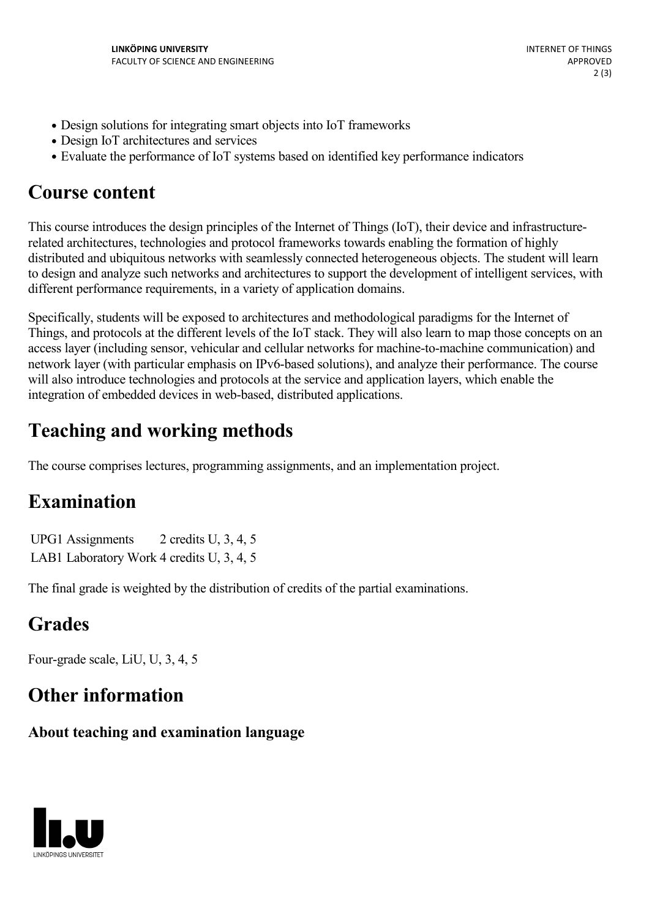- Design solutions for integrating smart objects into IoT frameworks
- Design IoT architectures and services
- Evaluate the performance of IoT systems based on identified key performance indicators

# Course content

This course introduces the design principles of the Internet of Things (IoT), their device and infrastructure-related architectures, technologies and protocol frameworks towards enabling the formation of highly distributed and ubiquitous networks with seamlessly connected heterogeneous objects. The student will learn to design and analyze such networks and architectures to support the development of intelligent services, with different performance requirements, in a variety of application domains.

Specifically, students will be exposed to architectures and methodological paradigms for the Internet of Things, and protocols at the different levels of the IoT stack. They will also learn to map those concepts on an access layer (including sensor, vehicular and cellular networks for machine-to-machine communication) and network layer (with particular emphasis on IPv6-based solutions), and analyze their performance. The course will also introduce technologies and protocols at the service and application layers, which enable the integration of embedded devices in web-based, distributed applications.

# Teaching and working methods

The course comprises lectures, programming assignments, and an implementation project.

# Examination

| | | |
|---|---|---|
| UPG1 | Assignments | 2 credits U, 3, 4, 5 |
| LAB1 | Laboratory Work | 4 credits U, 3, 4, 5 |

The final grade is weighted by the distribution of credits of the partial examinations.

# Grades

Four-grade scale, LiU, U, 3, 4, 5

# Other information

### About teaching and examination language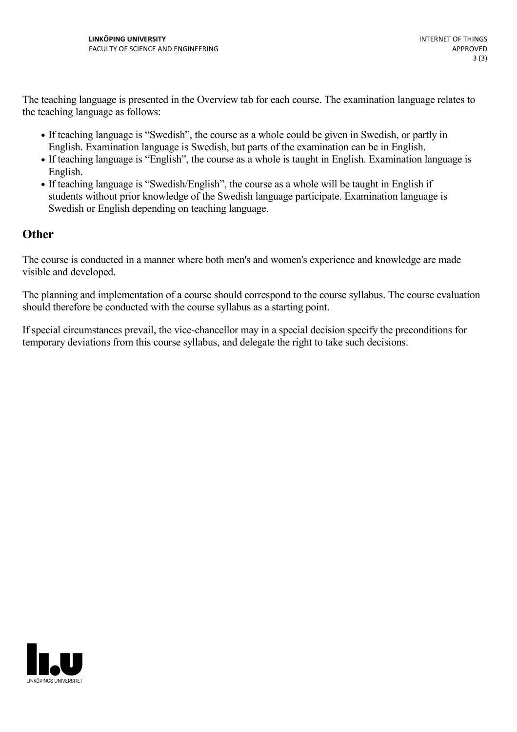The teaching language is presented in the Overview tab for each course. The examination language relates to the teaching language as follows:

- If teaching language is "Swedish", the course as a whole could be given in Swedish, or partly in English. Examination language is Swedish, but parts of the examination can be in English.
- If teaching language is "English", the course as a whole is taught in English. Examination language is English.
- If teaching language is "Swedish/English", the course as a whole will be taught in English if students without prior knowledge of the Swedish language participate. Examination language is Swedish or English depending on teaching language.

## Other

The course is conducted in a manner where both men's and women's experience and knowledge are made visible and developed.

The planning and implementation of a course should correspond to the course syllabus. The course evaluation should therefore be conducted with the course syllabus as a starting point.

If special circumstances prevail, the vice-chancellor may in a special decision specify the preconditions for temporary deviations from this course syllabus, and delegate the right to take such decisions.